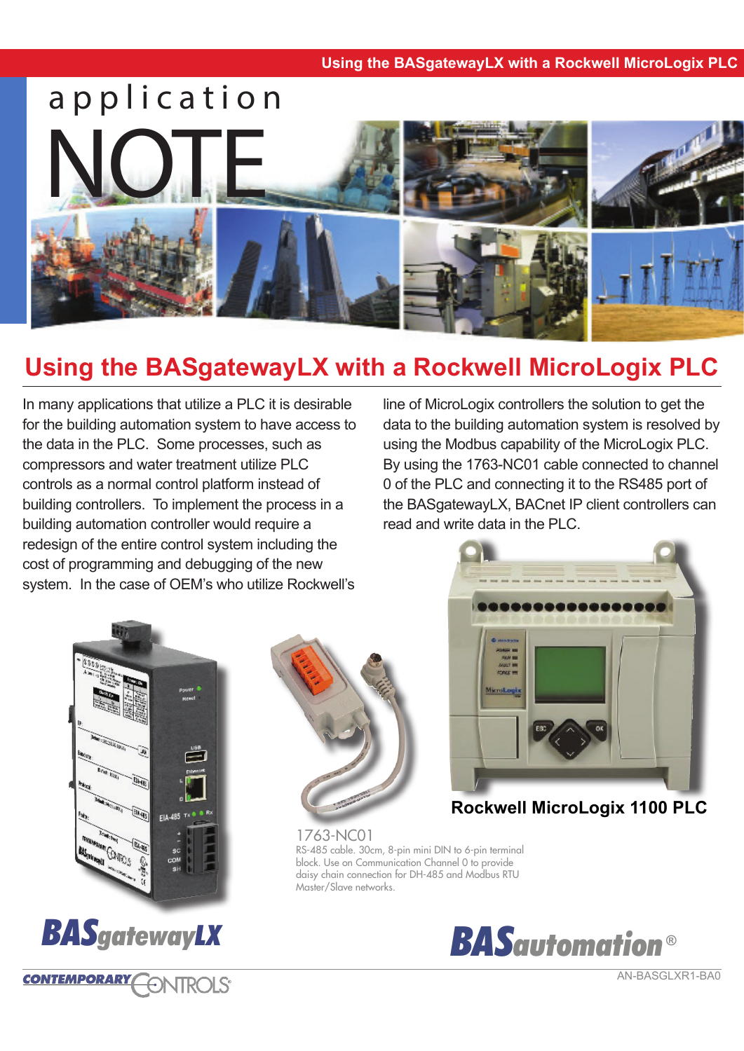application

# NOTE

# Using the BASgatewayLX with a Rockwell MicroLogix PLC

In many applications that utilize a PLC it is desirable for the building automation system to have access to the data in the PLC. Some processes, such as compressors and water treatment utilize PLC controls as a normal control platform instead of building controllers. To implement the process in a building automation controller would require a redesign of the entire control system including the cost of programming and debugging of the new system. In the case of OEM's who utilize Rockwell's line of MicroLogix controllers the solution to get the data to the building automation system is resolved by using the Modbus capability of the MicroLogix PLC. By using the 1763-NC01 cable connected to channel 0 of the PLC and connecting it to the RS485 port of the BASgatewayLX, BACnet IP client controllers can read and write data in the PLC.

**Rockwell MicroLogix 1100 PLC**

1763-NC01

RS-485 cable. 30cm, 8-pin mini DIN to 6-pin terminal block. Use on Communication Channel 0 to provide daisy chain connection for DH-485 and Modbus RTU Master/Slave networks.

**BASgatewayLX**

**BASautomation®**

CONTEMPORARY CONTROLS

AN-BASGLXR1-BA0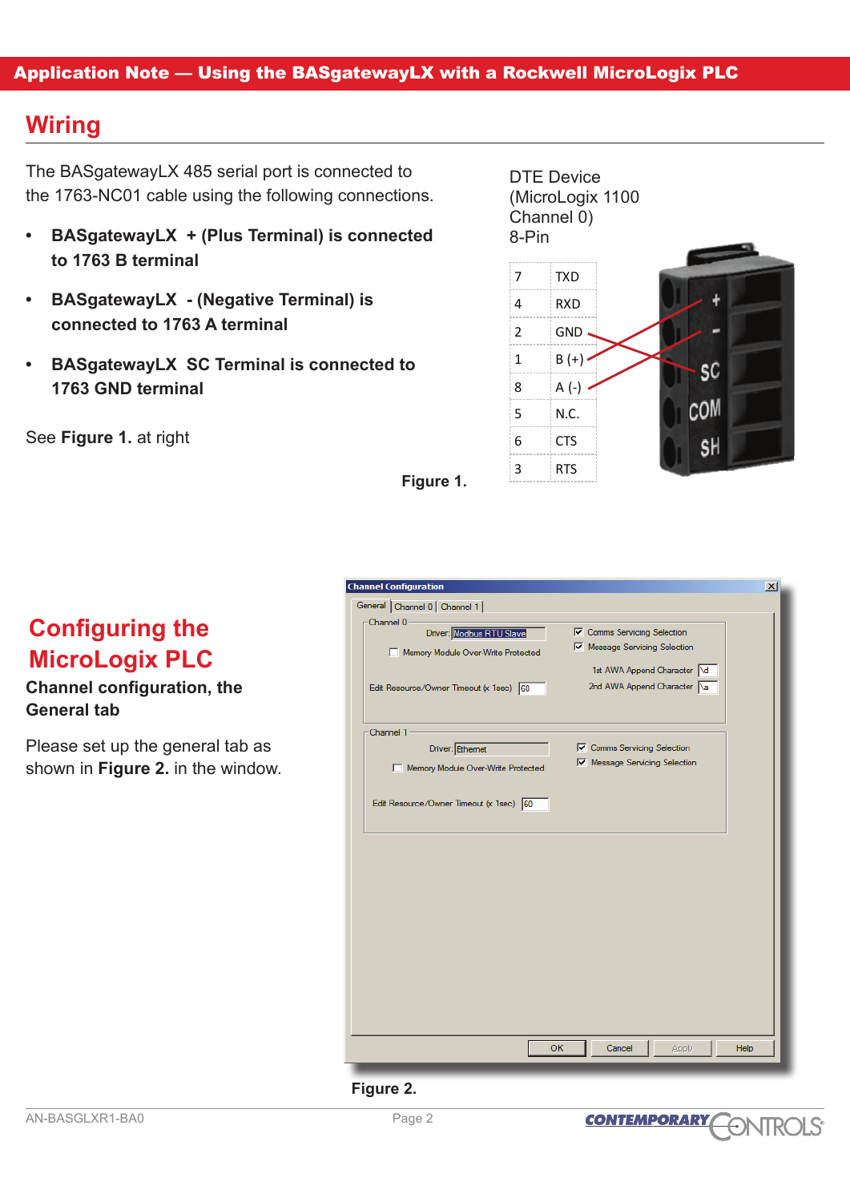## Wiring

The BASgatewayLX 485 serial port is connected to the 1763-NC01 cable using the following connections.

- **BASgatewayLX + (Plus Terminal) is connected to 1763 B terminal**
- **BASgatewayLX - (Negative Terminal) is connected to 1763 A terminal**
- **BASgatewayLX SC Terminal is connected to 1763 GND terminal**

See **Figure 1.** at right

DTE Device (MicroLogix 1100 Channel 0) 8-Pin

| | |
|---|---|
| 7 | TXD |
| 4 | RXD |
| 2 | GND |
| 1 | B (+) |
| 8 | A (-) |
| 5 | N.C. |
| 6 | CTS |
| 3 | RTS |

**Figure 1.**

## Configuring the MicroLogix PLC

**Channel configuration, the General tab**

Please set up the general tab as shown in **Figure 2.** in the window.

**Figure 2.**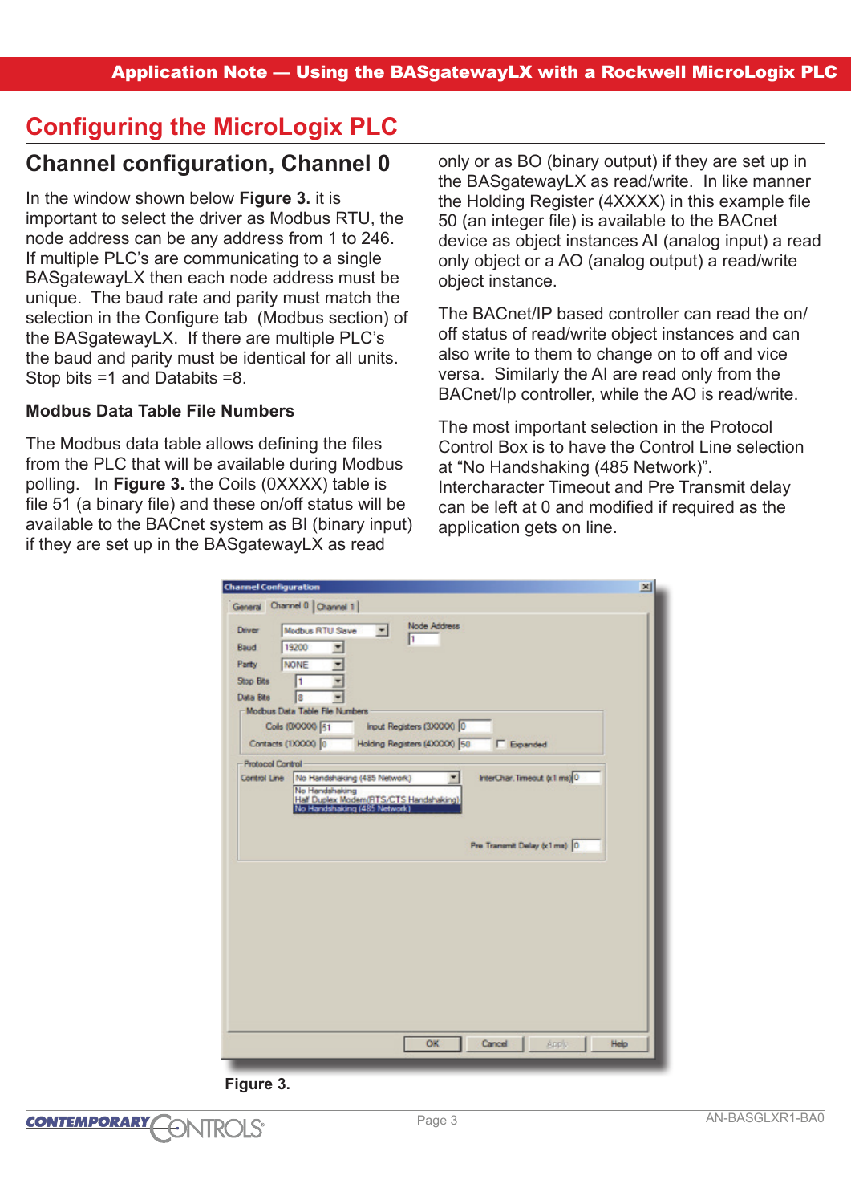# Configuring the MicroLogix PLC

## Channel configuration, Channel 0

In the window shown below **Figure 3.** it is important to select the driver as Modbus RTU, the node address can be any address from 1 to 246. If multiple PLC's are communicating to a single BASgatewayLX then each node address must be unique. The baud rate and parity must match the selection in the Configure tab (Modbus section) of the BASgatewayLX. If there are multiple PLC's the baud and parity must be identical for all units. Stop bits =1 and Databits =8.

### Modbus Data Table File Numbers

The Modbus data table allows defining the files from the PLC that will be available during Modbus polling. In **Figure 3.** the Coils (0XXXX) table is file 51 (a binary file) and these on/off status will be available to the BACnet system as BI (binary input) if they are set up in the BASgatewayLX as read only or as BO (binary output) if they are set up in the BASgatewayLX as read/write. In like manner the Holding Register (4XXXX) in this example file 50 (an integer file) is available to the BACnet device as object instances AI (analog input) a read only object or a AO (analog output) a read/write object instance.

The BACnet/IP based controller can read the on/off status of read/write object instances and can also write to them to change on to off and vice versa. Similarly the AI are read only from the BACnet/Ip controller, while the AO is read/write.

The most important selection in the Protocol Control Box is to have the Control Line selection at "No Handshaking (485 Network)". Intercharacter Timeout and Pre Transmit delay can be left at 0 and modified if required as the application gets on line.

Figure 3.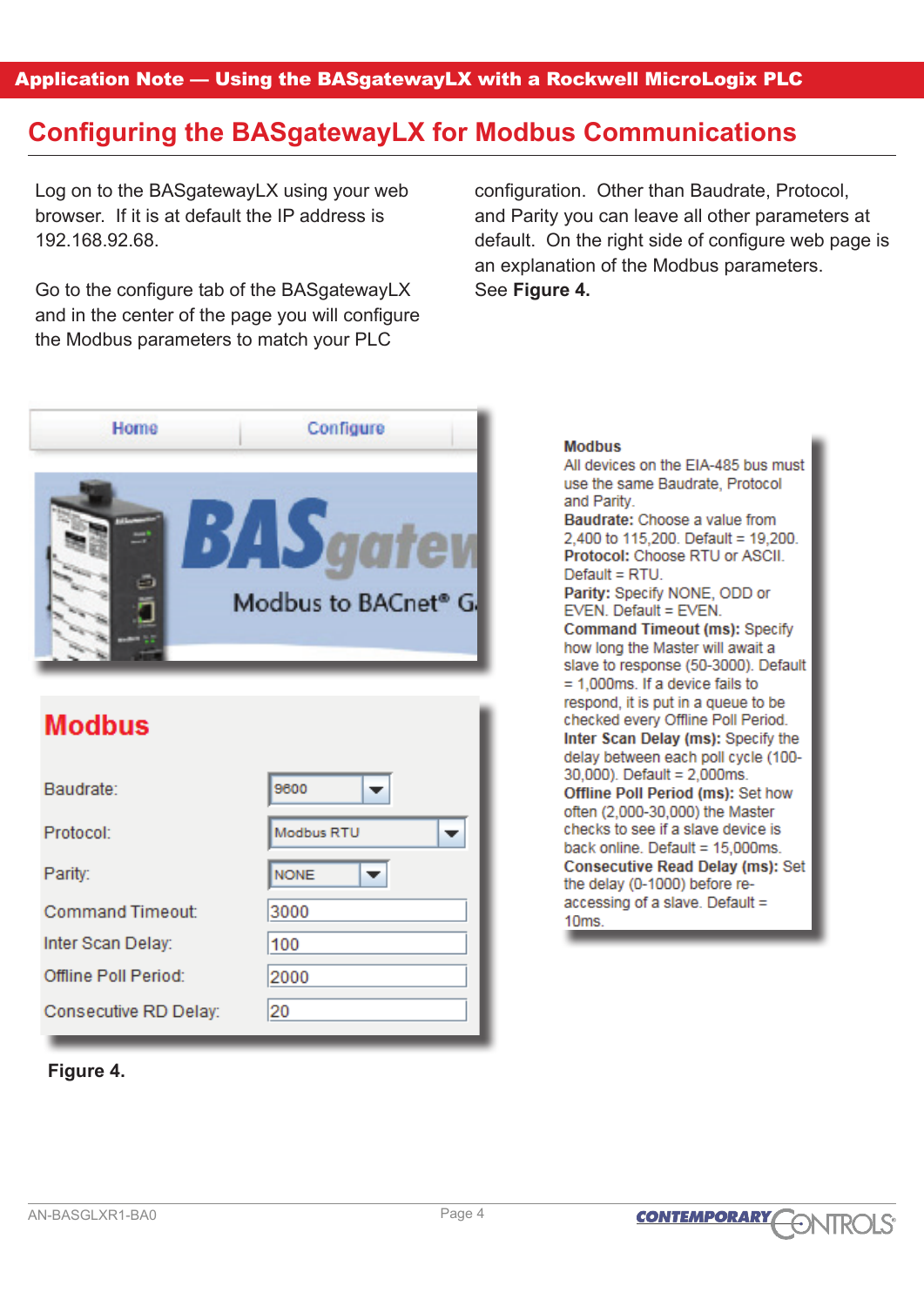## Configuring the BASgatewayLX for Modbus Communications

Log on to the BASgatewayLX using your web browser. If it is at default the IP address is 192.168.92.68.

Go to the configure tab of the BASgatewayLX and in the center of the page you will configure the Modbus parameters to match your PLC configuration. Other than Baudrate, Protocol, and Parity you can leave all other parameters at default. On the right side of configure web page is an explanation of the Modbus parameters. See **Figure 4.**

Home | Configure

BASgatew... Modbus to BACnet® G...

**Modbus**

| | |
|---|---|
| Baudrate: | 9600 |
| Protocol: | Modbus RTU |
| Parity: | NONE |
| Command Timeout: | 3000 |
| Inter Scan Delay: | 100 |
| Offline Poll Period: | 2000 |
| Consecutive RD Delay: | 20 |

**Modbus**
All devices on the EIA-485 bus must use the same Baudrate, Protocol and Parity.
**Baudrate:** Choose a value from 2,400 to 115,200. Default = 19,200.
**Protocol:** Choose RTU or ASCII. Default = RTU.
**Parity:** Specify NONE, ODD or EVEN. Default = EVEN.
**Command Timeout (ms):** Specify how long the Master will await a slave to response (50-3000). Default = 1,000ms. If a device fails to respond, it is put in a queue to be checked every Offline Poll Period.
**Inter Scan Delay (ms):** Specify the delay between each poll cycle (100-30,000). Default = 2,000ms.
**Offline Poll Period (ms):** Set how often (2,000-30,000) the Master checks to see if a slave device is back online. Default = 15,000ms.
**Consecutive Read Delay (ms):** Set the delay (0-1000) before re-accessing of a slave. Default = 10ms.

**Figure 4.**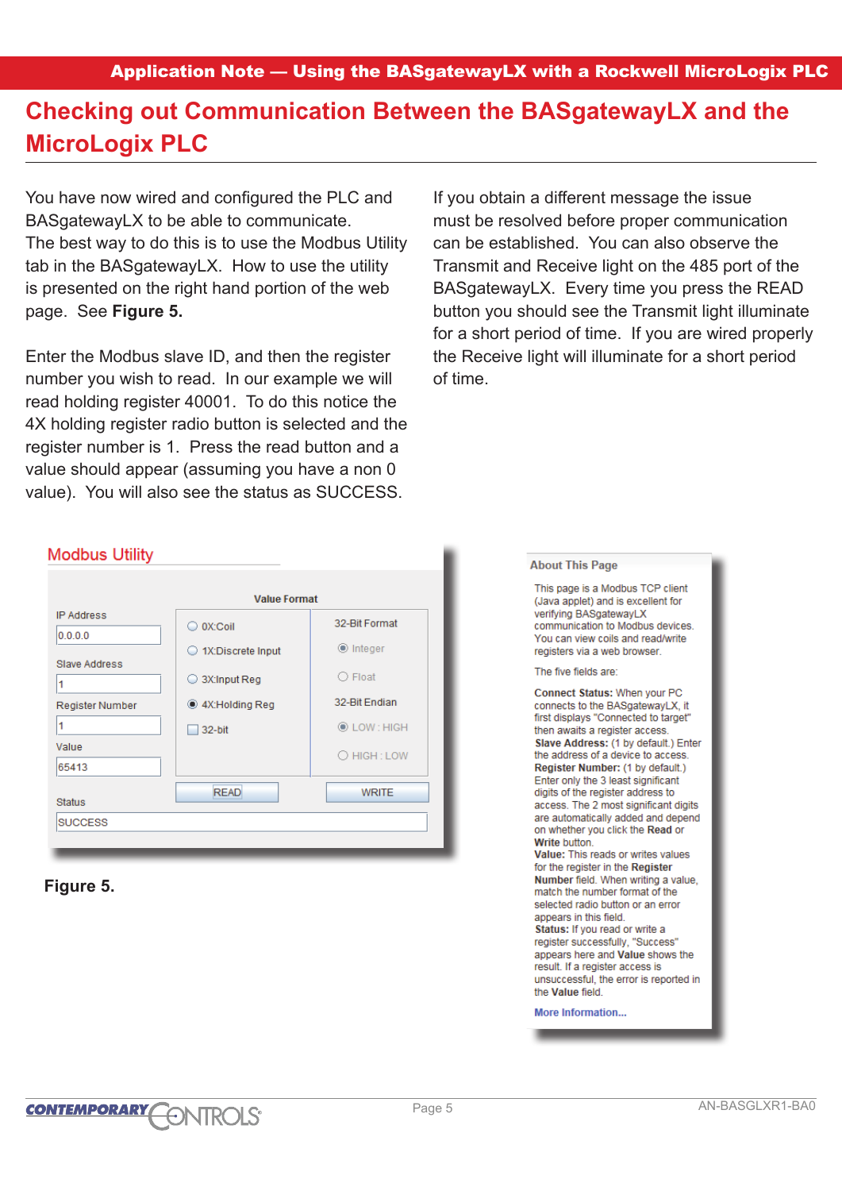# Checking out Communication Between the BASgatewayLX and the MicroLogix PLC

You have now wired and configured the PLC and BASgatewayLX to be able to communicate. The best way to do this is to use the Modbus Utility tab in the BASgatewayLX. How to use the utility is presented on the right hand portion of the web page. See **Figure 5.**

Enter the Modbus slave ID, and then the register number you wish to read. In our example we will read holding register 40001. To do this notice the 4X holding register radio button is selected and the register number is 1. Press the read button and a value should appear (assuming you have a non 0 value). You will also see the status as SUCCESS.

If you obtain a different message the issue must be resolved before proper communication can be established. You can also observe the Transmit and Receive light on the 485 port of the BASgatewayLX. Every time you press the READ button you should see the Transmit light illuminate for a short period of time. If you are wired properly the Receive light will illuminate for a short period of time.

**Modbus Utility**

IP Address: 0.0.0.0
Slave Address: 1
Register Number: 1
Value: 65413
Status: SUCCESS

Value Format: 0X:Coil, 1X:Discrete Input, 3X:Input Reg, 4X:Holding Reg (selected), 32-bit
32-Bit Format: Integer, Float
32-Bit Endian: LOW : HIGH, HIGH : LOW

READ | WRITE

**Figure 5.**

**About This Page**

This page is a Modbus TCP client (Java applet) and is excellent for verifying BASgatewayLX communication to Modbus devices. You can view coils and read/write registers via a web browser.

The five fields are:

**Connect Status:** When your PC connects to the BASgatewayLX, it first displays "Connected to target" then awaits a register access.
**Slave Address:** (1 by default.) Enter the address of a device to access.
**Register Number:** (1 by default.) Enter only the 3 least significant digits of the register address to access. The 2 most significant digits are automatically added and depend on whether you click the **Read** or **Write** button.
**Value:** This reads or writes values for the register in the **Register Number** field. When writing a value, match the number format of the selected radio button or an error appears in this field.
**Status:** If you read or write a register successfully, "Success" appears here and **Value** shows the result. If a register access is unsuccessful, the error is reported in the **Value** field.

More Information...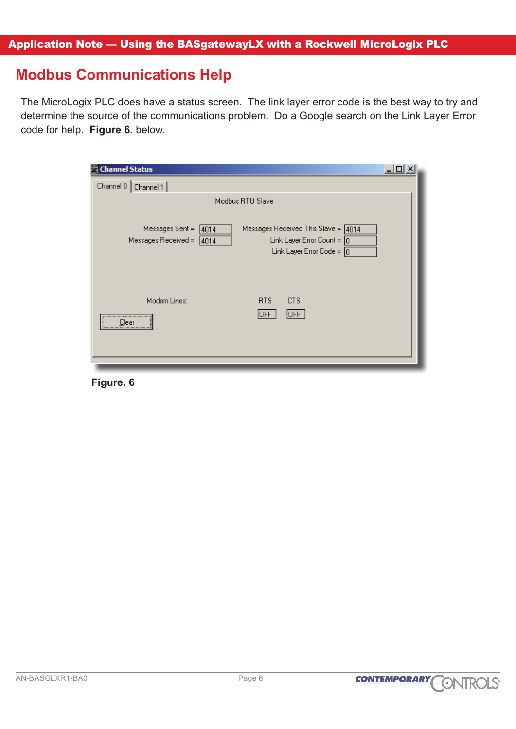## Modbus Communications Help

The MicroLogix PLC does have a status screen. The link layer error code is the best way to try and determine the source of the communications problem. Do a Google search on the Link Layer Error code for help. **Figure 6.** below.

**Figure. 6**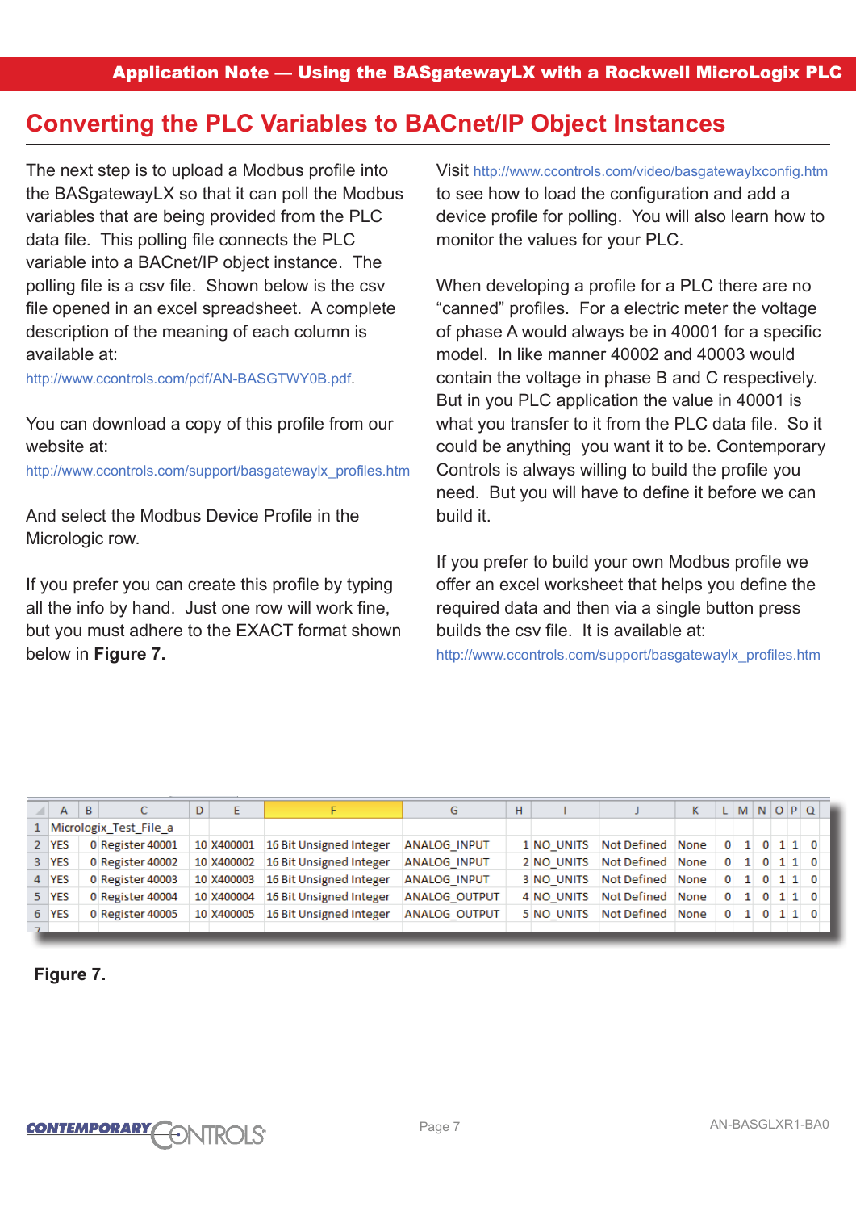## Converting the PLC Variables to BACnet/IP Object Instances

The next step is to upload a Modbus profile into the BASgatewayLX so that it can poll the Modbus variables that are being provided from the PLC data file. This polling file connects the PLC variable into a BACnet/IP object instance. The polling file is a csv file. Shown below is the csv file opened in an excel spreadsheet. A complete description of the meaning of each column is available at:

http://www.ccontrols.com/pdf/AN-BASGTWY0B.pdf.

You can download a copy of this profile from our website at:

http://www.ccontrols.com/support/basgatewaylx_profiles.htm

And select the Modbus Device Profile in the Micrologic row.

If you prefer you can create this profile by typing all the info by hand. Just one row will work fine, but you must adhere to the EXACT format shown below in **Figure 7.**

Visit http://www.ccontrols.com/video/basgatewaylxconfig.htm to see how to load the configuration and add a device profile for polling. You will also learn how to monitor the values for your PLC.

When developing a profile for a PLC there are no “canned” profiles. For a electric meter the voltage of phase A would always be in 40001 for a specific model. In like manner 40002 and 40003 would contain the voltage in phase B and C respectively. But in you PLC application the value in 40001 is what you transfer to it from the PLC data file. So it could be anything you want it to be. Contemporary Controls is always willing to build the profile you need. But you will have to define it before we can build it.

If you prefer to build your own Modbus profile we offer an excel worksheet that helps you define the required data and then via a single button press builds the csv file. It is available at:

http://www.ccontrols.com/support/basgatewaylx_profiles.htm

| | A | B | C | D | E | F | G | H | I | J | K | L | M | N | O | P | Q |
|---|---|---|---|---|---|---|---|---|---|---|---|---|---|---|---|---|---|
| 1 | Micrologix_Test_File_a | | | | | | | | | | | | | | | | |
| 2 | YES | 0 | Register 40001 | 10 | X400001 | 16 Bit Unsigned Integer | ANALOG_INPUT | 1 | NO_UNITS | Not Defined | None | 0 | 1 | 0 | 1 | 1 | 0 |
| 3 | YES | 0 | Register 40002 | 10 | X400002 | 16 Bit Unsigned Integer | ANALOG_INPUT | 2 | NO_UNITS | Not Defined | None | 0 | 1 | 0 | 1 | 1 | 0 |
| 4 | YES | 0 | Register 40003 | 10 | X400003 | 16 Bit Unsigned Integer | ANALOG_INPUT | 3 | NO_UNITS | Not Defined | None | 0 | 1 | 0 | 1 | 1 | 0 |
| 5 | YES | 0 | Register 40004 | 10 | X400004 | 16 Bit Unsigned Integer | ANALOG_OUTPUT | 4 | NO_UNITS | Not Defined | None | 0 | 1 | 0 | 1 | 1 | 0 |
| 6 | YES | 0 | Register 40005 | 10 | X400005 | 16 Bit Unsigned Integer | ANALOG_OUTPUT | 5 | NO_UNITS | Not Defined | None | 0 | 1 | 0 | 1 | 1 | 0 |

**Figure 7.**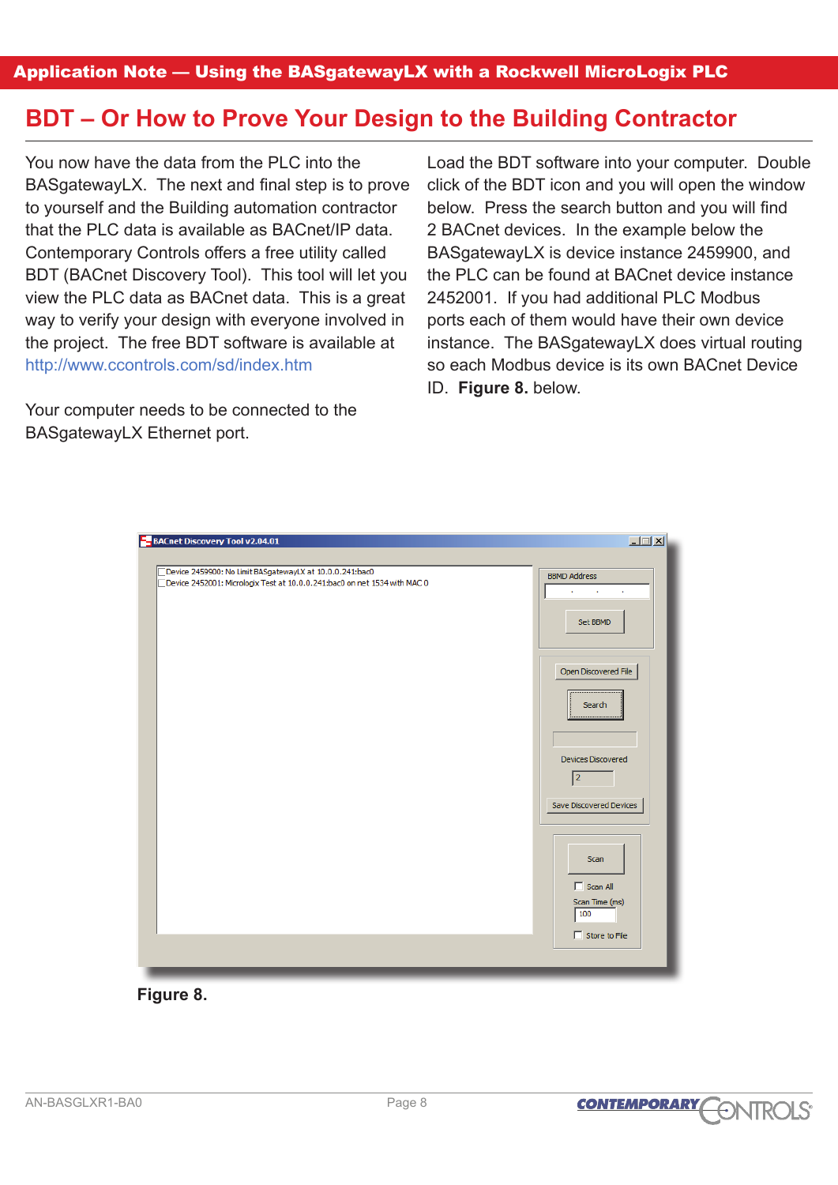## BDT – Or How to Prove Your Design to the Building Contractor

You now have the data from the PLC into the BASgatewayLX. The next and final step is to prove to yourself and the Building automation contractor that the PLC data is available as BACnet/IP data. Contemporary Controls offers a free utility called BDT (BACnet Discovery Tool). This tool will let you view the PLC data as BACnet data. This is a great way to verify your design with everyone involved in the project. The free BDT software is available at http://www.ccontrols.com/sd/index.htm

Your computer needs to be connected to the BASgatewayLX Ethernet port.

Load the BDT software into your computer. Double click of the BDT icon and you will open the window below. Press the search button and you will find 2 BACnet devices. In the example below the BASgatewayLX is device instance 2459900, and the PLC can be found at BACnet device instance 2452001. If you had additional PLC Modbus ports each of them would have their own device instance. The BASgatewayLX does virtual routing so each Modbus device is its own BACnet Device ID. **Figure 8.** below.

**Figure 8.**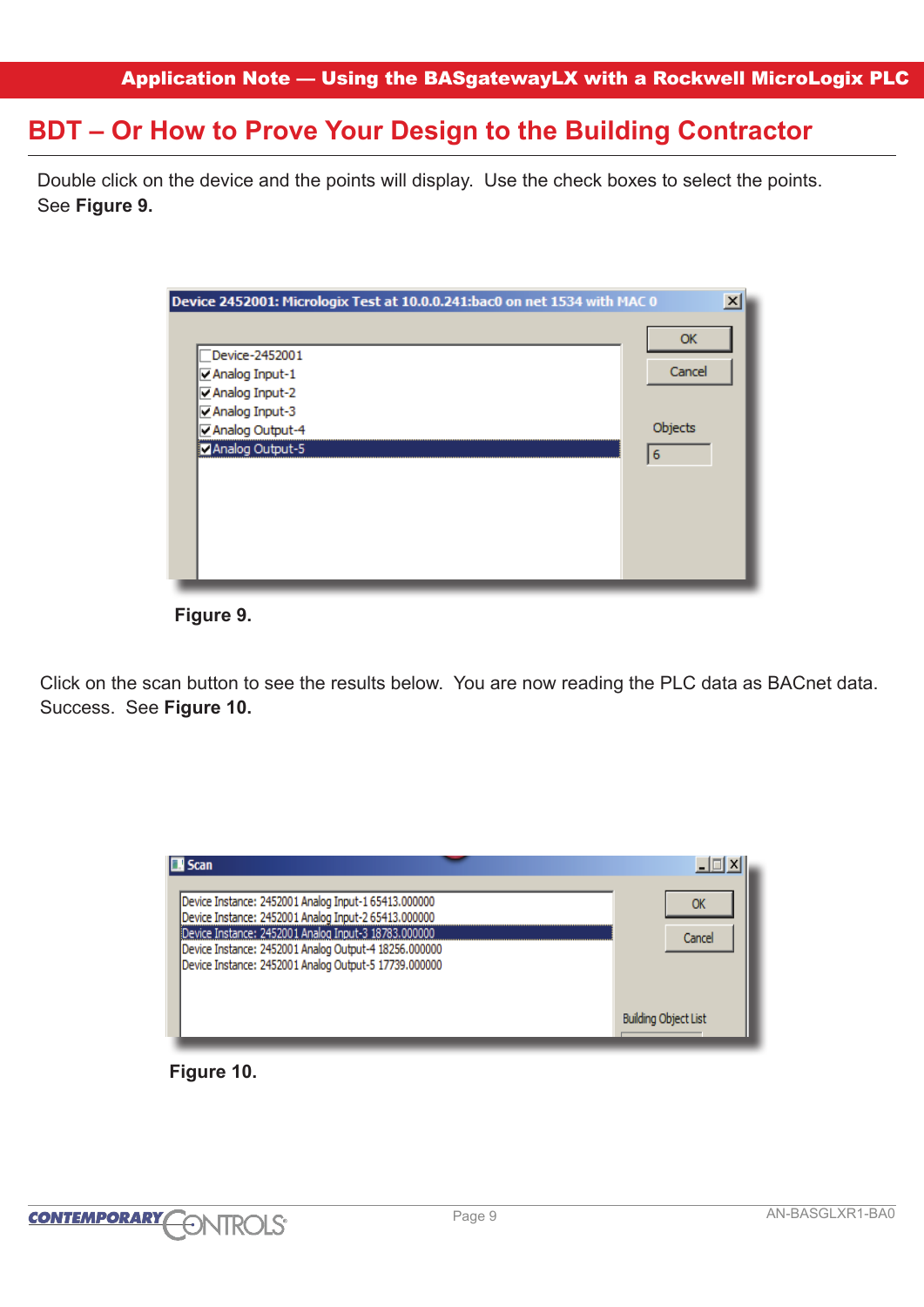# BDT – Or How to Prove Your Design to the Building Contractor

Double click on the device and the points will display. Use the check boxes to select the points. See **Figure 9.**

**Figure 9.**

Click on the scan button to see the results below. You are now reading the PLC data as BACnet data. Success. See **Figure 10.**

**Figure 10.**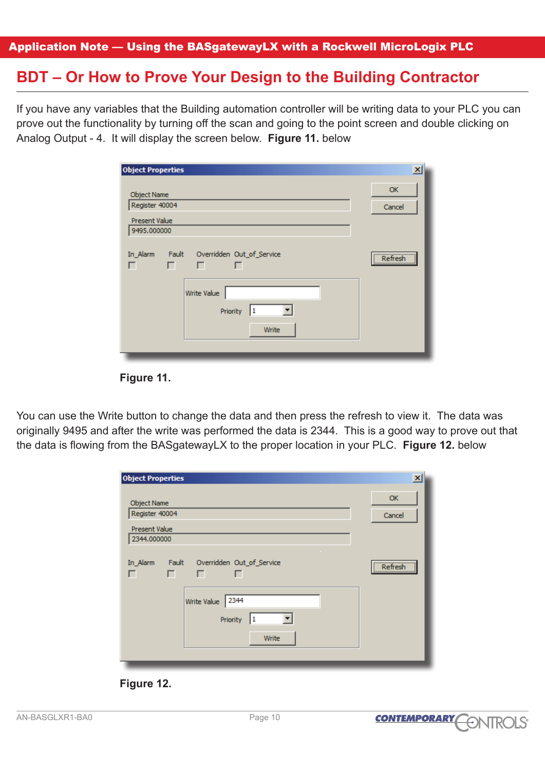## BDT – Or How to Prove Your Design to the Building Contractor

If you have any variables that the Building automation controller will be writing data to your PLC you can prove out the functionality by turning off the scan and going to the point screen and double clicking on Analog Output - 4. It will display the screen below. **Figure 11.** below

**Figure 11.**

You can use the Write button to change the data and then press the refresh to view it. The data was originally 9495 and after the write was performed the data is 2344. This is a good way to prove out that the data is flowing from the BASgatewayLX to the proper location in your PLC. **Figure 12.** below

**Figure 12.**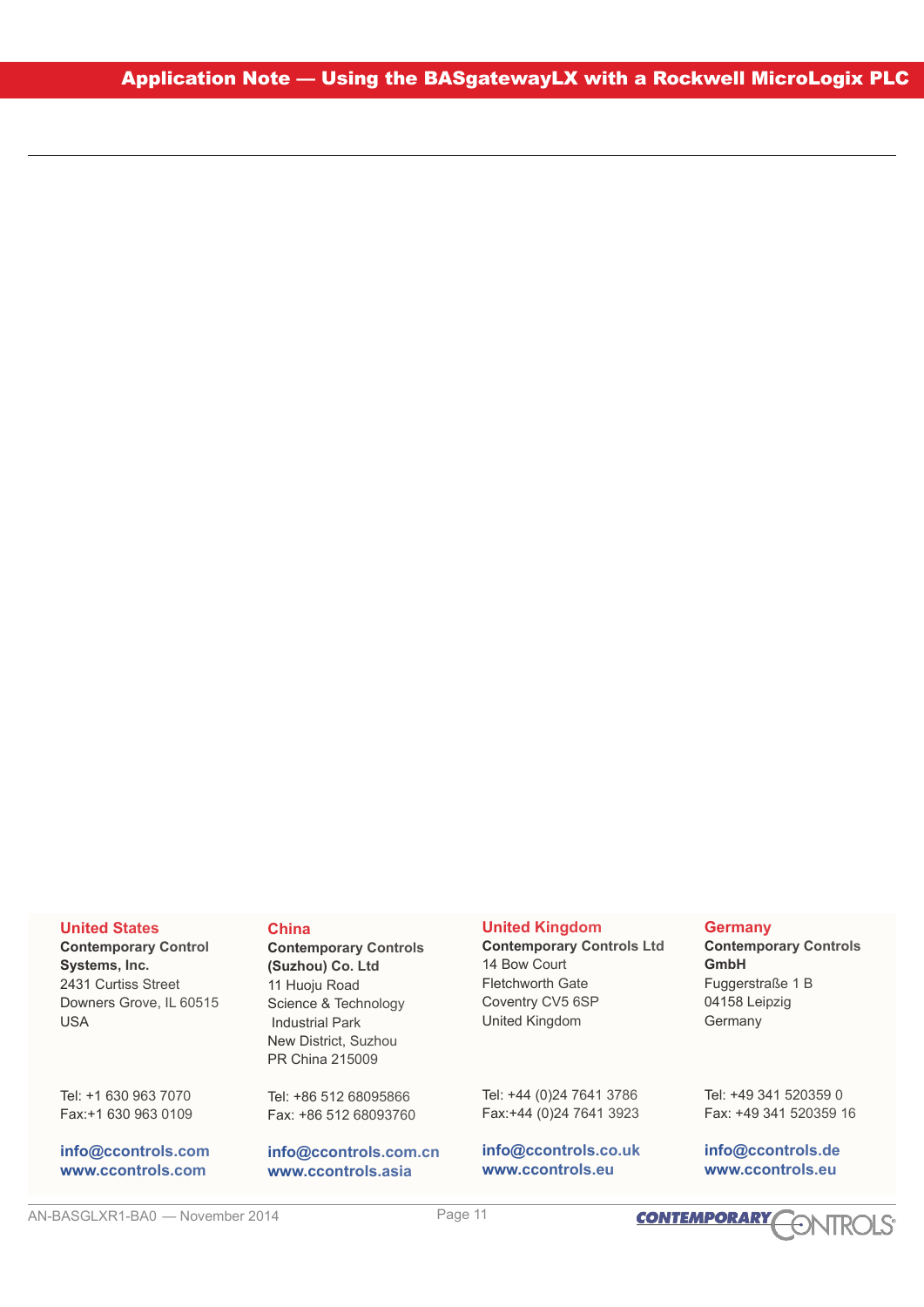**United States**

**Contemporary Control Systems, Inc.**
2431 Curtiss Street
Downers Grove, IL 60515
USA

Tel: +1 630 963 7070
Fax:+1 630 963 0109

**info@ccontrols.com**
**www.ccontrols.com**

**China**

**Contemporary Controls (Suzhou) Co. Ltd**
11 Huoju Road
Science & Technology Industrial Park
New District, Suzhou
PR China 215009

Tel: +86 512 68095866
Fax: +86 512 68093760

**info@ccontrols.com.cn**
**www.ccontrols.asia**

**United Kingdom**

**Contemporary Controls Ltd**
14 Bow Court
Fletchworth Gate
Coventry CV5 6SP
United Kingdom

Tel: +44 (0)24 7641 3786
Fax:+44 (0)24 7641 3923

**info@ccontrols.co.uk**
**www.ccontrols.eu**

**Germany**

**Contemporary Controls GmbH**
Fuggerstraße 1 B
04158 Leipzig
Germany

Tel: +49 341 520359 0
Fax: +49 341 520359 16

**info@ccontrols.de**
**www.ccontrols.eu**

AN-BASGLXR1-BA0 — November 2014